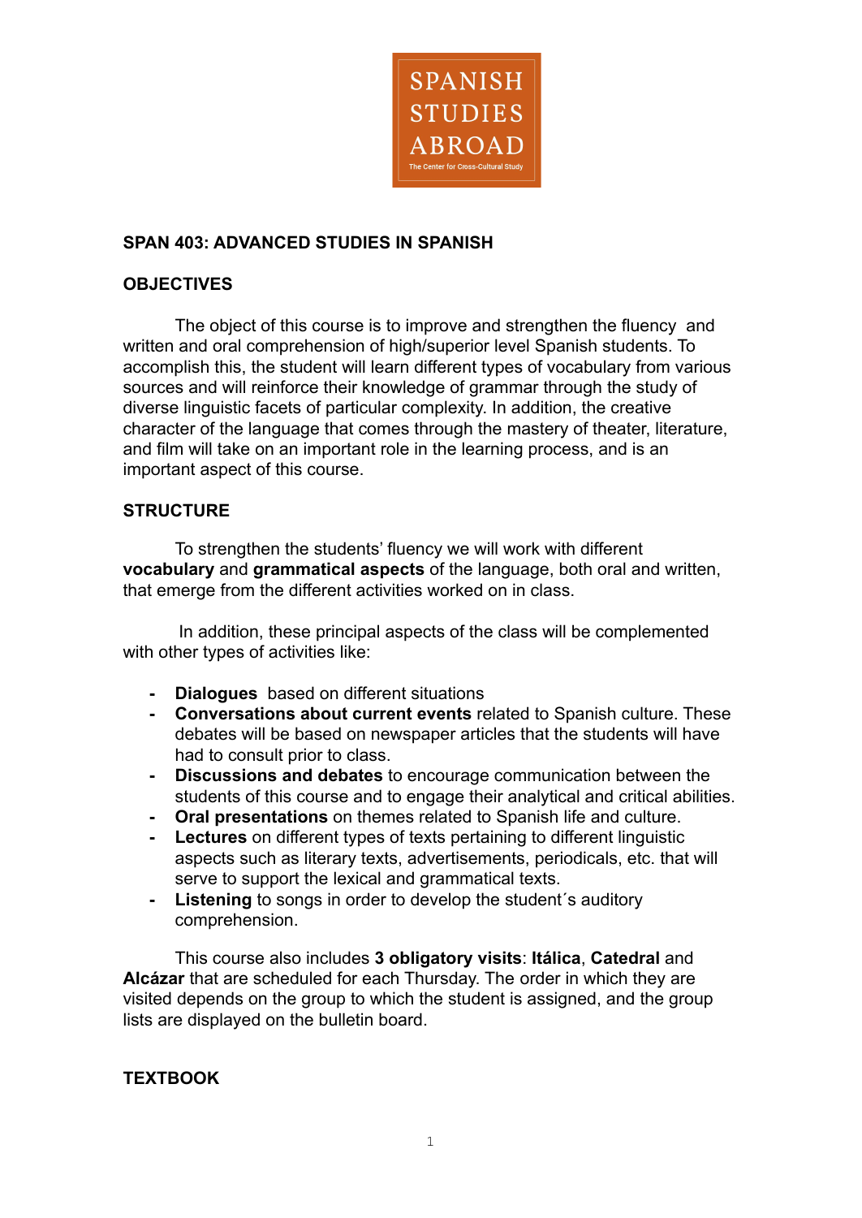SPANISH STUDIES ABROAD

The Center for Cross-Cultural Study

## SPAN 403: ADVANCED STUDIES IN SPANISH

### OBJECTIVES

The object of this course is to improve and strengthen the fluency and written and oral comprehension of high/superior level Spanish students. To accomplish this, the student will learn different types of vocabulary from various sources and will reinforce their knowledge of grammar through the study of diverse linguistic facets of particular complexity. In addition, the creative character of the language that comes through the mastery of theater, literature, and film will take on an important role in the learning process, and is an important aspect of this course.

### STRUCTURE

To strengthen the students' fluency we will work with different **vocabulary** and **grammatical aspects** of the language, both oral and written, that emerge from the different activities worked on in class.

In addition, these principal aspects of the class will be complemented with other types of activities like:

- **Dialogues** based on different situations
- **Conversations about current events** related to Spanish culture. These debates will be based on newspaper articles that the students will have had to consult prior to class.
- **Discussions and debates** to encourage communication between the students of this course and to engage their analytical and critical abilities.
- **Oral presentations** on themes related to Spanish life and culture.
- **Lectures** on different types of texts pertaining to different linguistic aspects such as literary texts, advertisements, periodicals, etc. that will serve to support the lexical and grammatical texts.
- **Listening** to songs in order to develop the student´s auditory comprehension.

This course also includes **3 obligatory visits**: **Itálica**, **Catedral** and **Alcázar** that are scheduled for each Thursday. The order in which they are visited depends on the group to which the student is assigned, and the group lists are displayed on the bulletin board.

### TEXTBOOK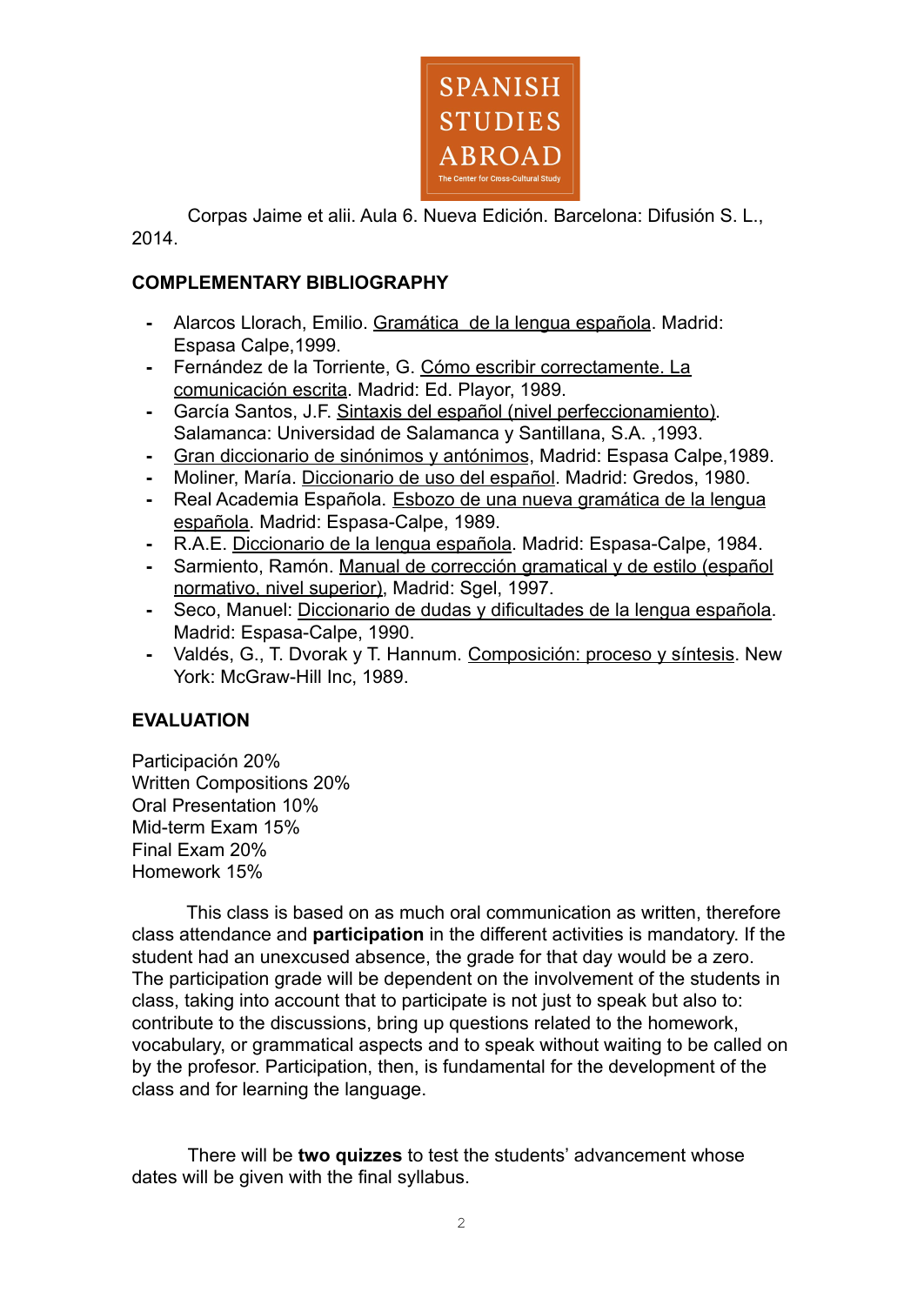Corpas Jaime et alii. Aula 6. Nueva Edición. Barcelona: Difusión S. L., 2014.

**COMPLEMENTARY BIBLIOGRAPHY**

- Alarcos Llorach, Emilio. Gramática de la lengua española. Madrid: Espasa Calpe,1999.
- Fernández de la Torriente, G. Cómo escribir correctamente. La comunicación escrita. Madrid: Ed. Playor, 1989.
- García Santos, J.F. Sintaxis del español (nivel perfeccionamiento). Salamanca: Universidad de Salamanca y Santillana, S.A. ,1993.
- Gran diccionario de sinónimos y antónimos, Madrid: Espasa Calpe,1989.
- Moliner, María. Diccionario de uso del español. Madrid: Gredos, 1980.
- Real Academia Española. Esbozo de una nueva gramática de la lengua española. Madrid: Espasa-Calpe, 1989.
- R.A.E. Diccionario de la lengua española. Madrid: Espasa-Calpe, 1984.
- Sarmiento, Ramón. Manual de corrección gramatical y de estilo (español normativo, nivel superior), Madrid: Sgel, 1997.
- Seco, Manuel: Diccionario de dudas y dificultades de la lengua española. Madrid: Espasa-Calpe, 1990.
- Valdés, G., T. Dvorak y T. Hannum. Composición: proceso y síntesis. New York: McGraw-Hill Inc, 1989.

**EVALUATION**

Participación 20%
Written Compositions 20%
Oral Presentation 10%
Mid-term Exam 15%
Final Exam 20%
Homework 15%

This class is based on as much oral communication as written, therefore class attendance and **participation** in the different activities is mandatory. If the student had an unexcused absence, the grade for that day would be a zero. The participation grade will be dependent on the involvement of the students in class, taking into account that to participate is not just to speak but also to: contribute to the discussions, bring up questions related to the homework, vocabulary, or grammatical aspects and to speak without waiting to be called on by the profesor. Participation, then, is fundamental for the development of the class and for learning the language.

There will be **two quizzes** to test the students' advancement whose dates will be given with the final syllabus.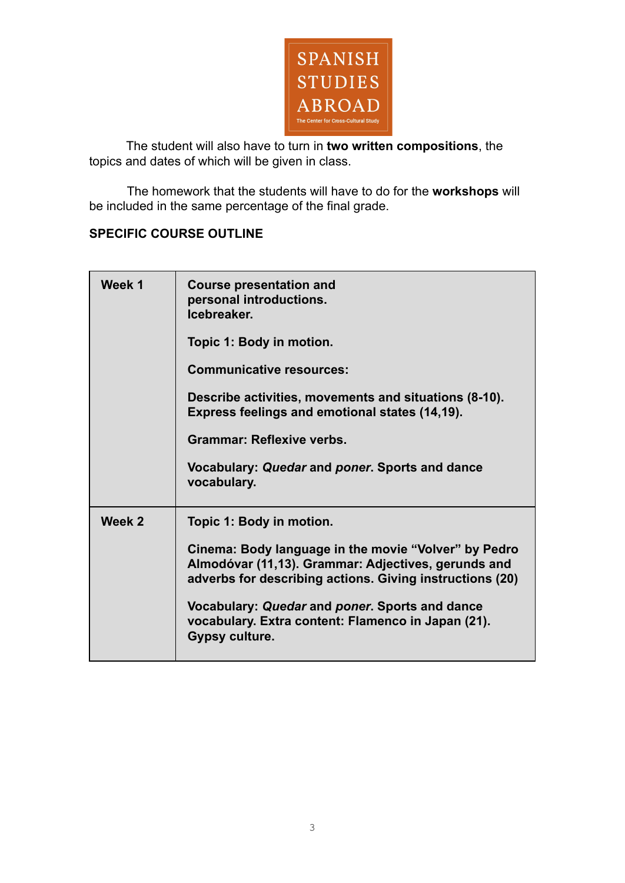The student will also have to turn in **two written compositions**, the topics and dates of which will be given in class.

The homework that the students will have to do for the **workshops** will be included in the same percentage of the final grade.

**SPECIFIC COURSE OUTLINE**

| | |
|---|---|
| **Week 1** | **Course presentation and personal introductions.**<br>**Icebreaker.**<br><br>**Topic 1: Body in motion.**<br><br>**Communicative resources:**<br><br>**Describe activities, movements and situations (8-10).**<br>**Express feelings and emotional states (14,19).**<br><br>**Grammar: Reflexive verbs.**<br><br>**Vocabulary: *Quedar* and *poner*. Sports and dance vocabulary.** |
| **Week 2** | **Topic 1: Body in motion.**<br><br>**Cinema: Body language in the movie “Volver” by Pedro Almodóvar (11,13). Grammar: Adjectives, gerunds and adverbs for describing actions. Giving instructions (20)**<br><br>**Vocabulary: *Quedar* and *poner*. Sports and dance vocabulary. Extra content: Flamenco in Japan (21). Gypsy culture.** |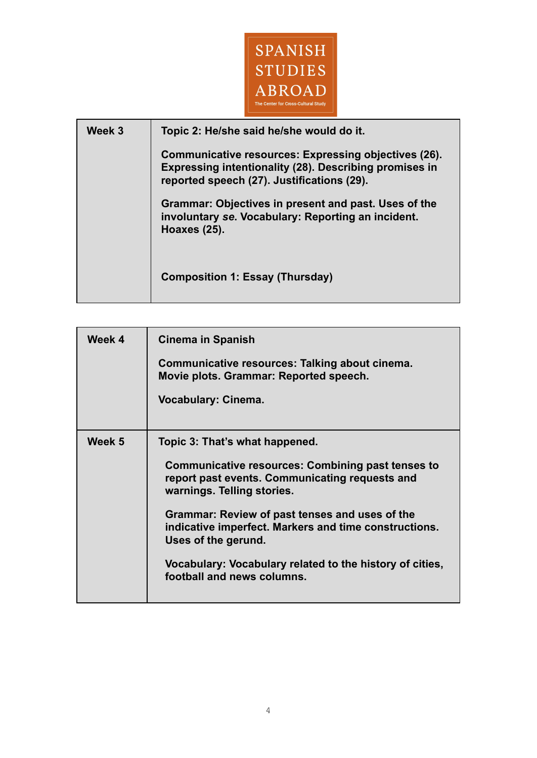| Week 3 | Topic 2: He/she said he/she would do it.<br><br>Communicative resources: Expressing objectives (26). Expressing intentionality (28). Describing promises in reported speech (27). Justifications (29).<br><br>Grammar: Objectives in present and past. Uses of the involuntary *se*. Vocabulary: Reporting an incident. Hoaxes (25).<br><br>Composition 1: Essay (Thursday) |
|---|---|

| Week 4 | Cinema in Spanish<br><br>Communicative resources: Talking about cinema. Movie plots. Grammar: Reported speech.<br><br>Vocabulary: Cinema. |
|---|---|
| Week 5 | Topic 3: That's what happened.<br><br>Communicative resources: Combining past tenses to report past events. Communicating requests and warnings. Telling stories.<br><br>Grammar: Review of past tenses and uses of the indicative imperfect. Markers and time constructions. Uses of the gerund.<br><br>Vocabulary: Vocabulary related to the history of cities, football and news columns. |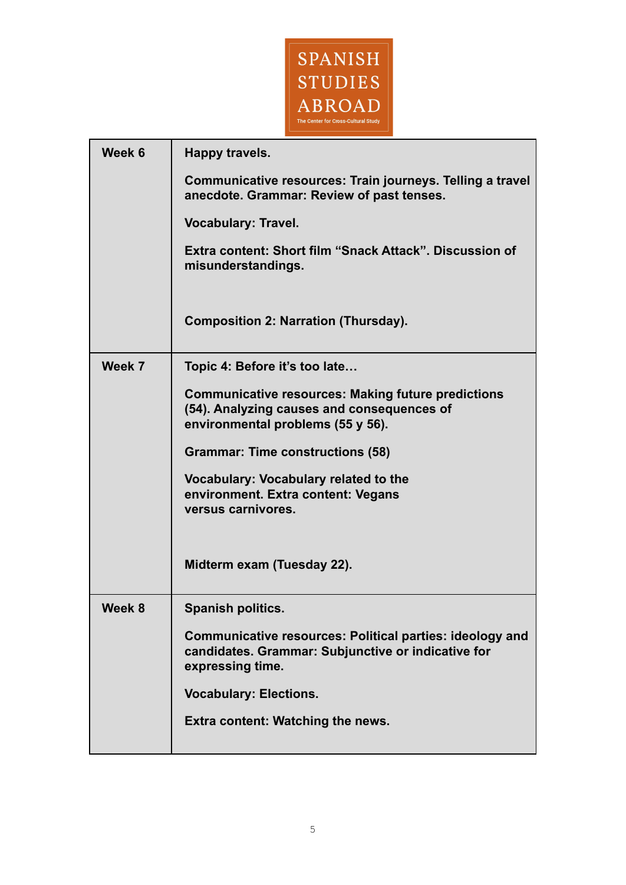| | |
|---|---|
| **Week 6** | **Happy travels.**<br><br>**Communicative resources: Train journeys. Telling a travel anecdote. Grammar: Review of past tenses.**<br><br>**Vocabulary: Travel.**<br><br>**Extra content: Short film "Snack Attack". Discussion of misunderstandings.**<br><br>**Composition 2: Narration (Thursday).** |
| **Week 7** | **Topic 4: Before it's too late…**<br><br>**Communicative resources: Making future predictions (54). Analyzing causes and consequences of environmental problems (55 y 56).**<br><br>**Grammar: Time constructions (58)**<br><br>**Vocabulary: Vocabulary related to the environment. Extra content: Vegans versus carnivores.**<br><br>**Midterm exam (Tuesday 22).** |
| **Week 8** | **Spanish politics.**<br><br>**Communicative resources: Political parties: ideology and candidates. Grammar: Subjunctive or indicative for expressing time.**<br><br>**Vocabulary: Elections.**<br><br>**Extra content: Watching the news.** |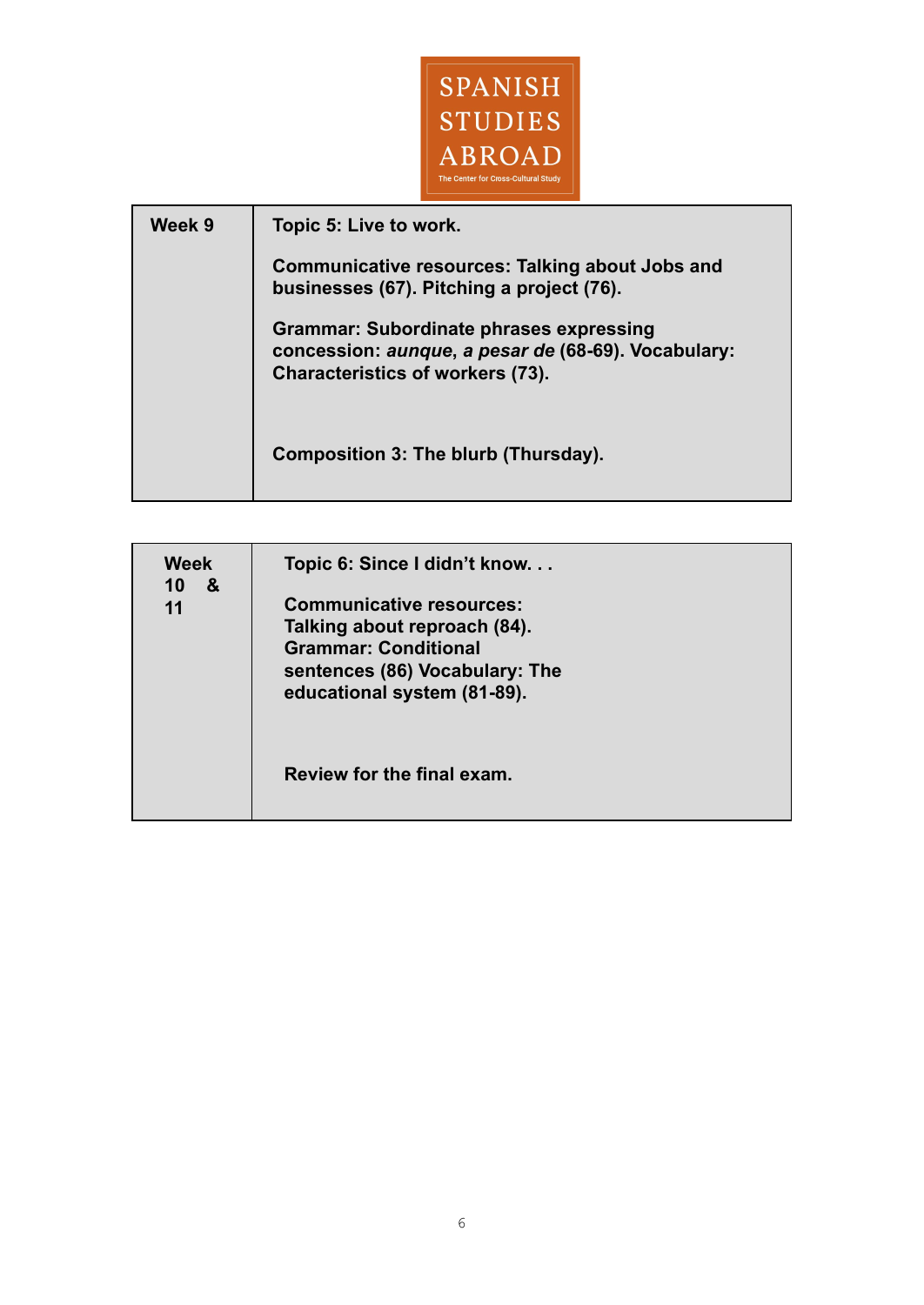SPANISH STUDIES ABROAD

The Center for Cross-Cultural Study

| | |
|---|---|
| **Week 9** | **Topic 5: Live to work.**<br><br>**Communicative resources: Talking about Jobs and businesses (67). Pitching a project (76).**<br><br>**Grammar: Subordinate phrases expressing concession: *aunque*, *a pesar de* (68-69). Vocabulary: Characteristics of workers (73).**<br><br>**Composition 3: The blurb (Thursday).** |

| | |
|---|---|
| **Week 10 & 11** | **Topic 6: Since I didn't know. . .**<br><br>**Communicative resources: Talking about reproach (84). Grammar: Conditional sentences (86) Vocabulary: The educational system (81-89).**<br><br>**Review for the final exam.** |